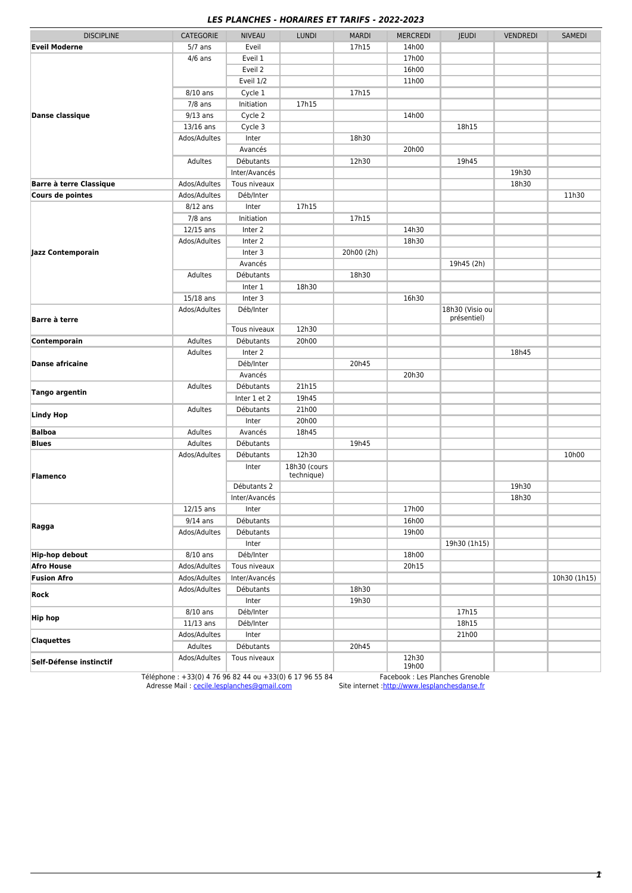# LES PLANCHES - HORAIRES ET TARIFS - 2022-2023

| DISCIPLINE | CATEGORIE | NIVEAU | LUNDI | MARDI | MERCREDI | JEUDI | VENDREDI | SAMEDI |
|---|---|---|---|---|---|---|---|---|
| **Eveil Moderne** | 5/7 ans | Eveil | | 17h15 | 14h00 | | | |
| **Danse classique** | 4/6 ans | Eveil 1 | | | 17h00 | | | |
| | | Eveil 2 | | | 16h00 | | | |
| | | Eveil 1/2 | | | 11h00 | | | |
| | 8/10 ans | Cycle 1 | | 17h15 | | | | |
| | 7/8 ans | Initiation | 17h15 | | | | | |
| | 9/13 ans | Cycle 2 | | | 14h00 | | | |
| | 13/16 ans | Cycle 3 | | | | 18h15 | | |
| | Ados/Adultes | Inter | | 18h30 | | | | |
| | | Avancés | | | 20h00 | | | |
| | Adultes | Débutants | | 12h30 | | 19h45 | | |
| | | Inter/Avancés | | | | | 19h30 | |
| **Barre à terre Classique** | Ados/Adultes | Tous niveaux | | | | | 18h30 | |
| **Cours de pointes** | Ados/Adultes | Déb/Inter | | | | | | 11h30 |
| **Jazz Contemporain** | 8/12 ans | Inter | 17h15 | | | | | |
| | 7/8 ans | Initiation | | 17h15 | | | | |
| | 12/15 ans | Inter 2 | | | 14h30 | | | |
| | Ados/Adultes | Inter 2 | | | 18h30 | | | |
| | | Inter 3 | | 20h00 (2h) | | | | |
| | | Avancés | | | | 19h45 (2h) | | |
| | Adultes | Débutants | | 18h30 | | | | |
| | | Inter 1 | 18h30 | | | | | |
| | 15/18 ans | Inter 3 | | | 16h30 | | | |
| **Barre à terre** | Ados/Adultes | Déb/Inter | | | | 18h30 (Visio ou présentiel) | | |
| | | Tous niveaux | 12h30 | | | | | |
| **Contemporain** | Adultes | Débutants | 20h00 | | | | | |
| **Danse africaine** | Adultes | Inter 2 | | | | | 18h45 | |
| | | Déb/Inter | | 20h45 | | | | |
| | | Avancés | | | 20h30 | | | |
| **Tango argentin** | Adultes | Débutants | 21h15 | | | | | |
| | | Inter 1 et 2 | 19h45 | | | | | |
| **Lindy Hop** | Adultes | Débutants | 21h00 | | | | | |
| | | Inter | 20h00 | | | | | |
| **Balboa** | Adultes | Avancés | 18h45 | | | | | |
| **Blues** | Adultes | Débutants | | 19h45 | | | | |
| **Flamenco** | Ados/Adultes | Débutants | 12h30 | | | | | 10h00 |
| | | Inter | 18h30 (cours technique) | | | | | |
| | | Débutants 2 | | | | | 19h30 | |
| | | Inter/Avancés | | | | | 18h30 | |
| **Ragga** | 12/15 ans | Inter | | | 17h00 | | | |
| | 9/14 ans | Débutants | | | 16h00 | | | |
| | Ados/Adultes | Débutants | | | 19h00 | | | |
| | | Inter | | | | 19h30 (1h15) | | |
| **Hip-hop debout** | 8/10 ans | Déb/Inter | | | 18h00 | | | |
| **Afro House** | Ados/Adultes | Tous niveaux | | | 20h15 | | | |
| **Fusion Afro** | Ados/Adultes | Inter/Avancés | | | | | | 10h30 (1h15) |
| **Rock** | Ados/Adultes | Débutants | | 18h30 | | | | |
| | | Inter | | 19h30 | | | | |
| **Hip hop** | 8/10 ans | Déb/Inter | | | | 17h15 | | |
| | 11/13 ans | Déb/Inter | | | | 18h15 | | |
| **Claquettes** | Ados/Adultes | Inter | | | | 21h00 | | |
| | Adultes | Débutants | | 20h45 | | | | |
| **Self-Défense instinctif** | Ados/Adultes | Tous niveaux | | | 12h30 19h00 | | | |

Téléphone : +33(0) 4 76 96 82 44 ou +33(0) 6 17 96 55 84 — Facebook : Les Planches Grenoble

Adresse Mail : cecile.lesplanches@gmail.com — Site internet : http://www.lesplanchesdanse.fr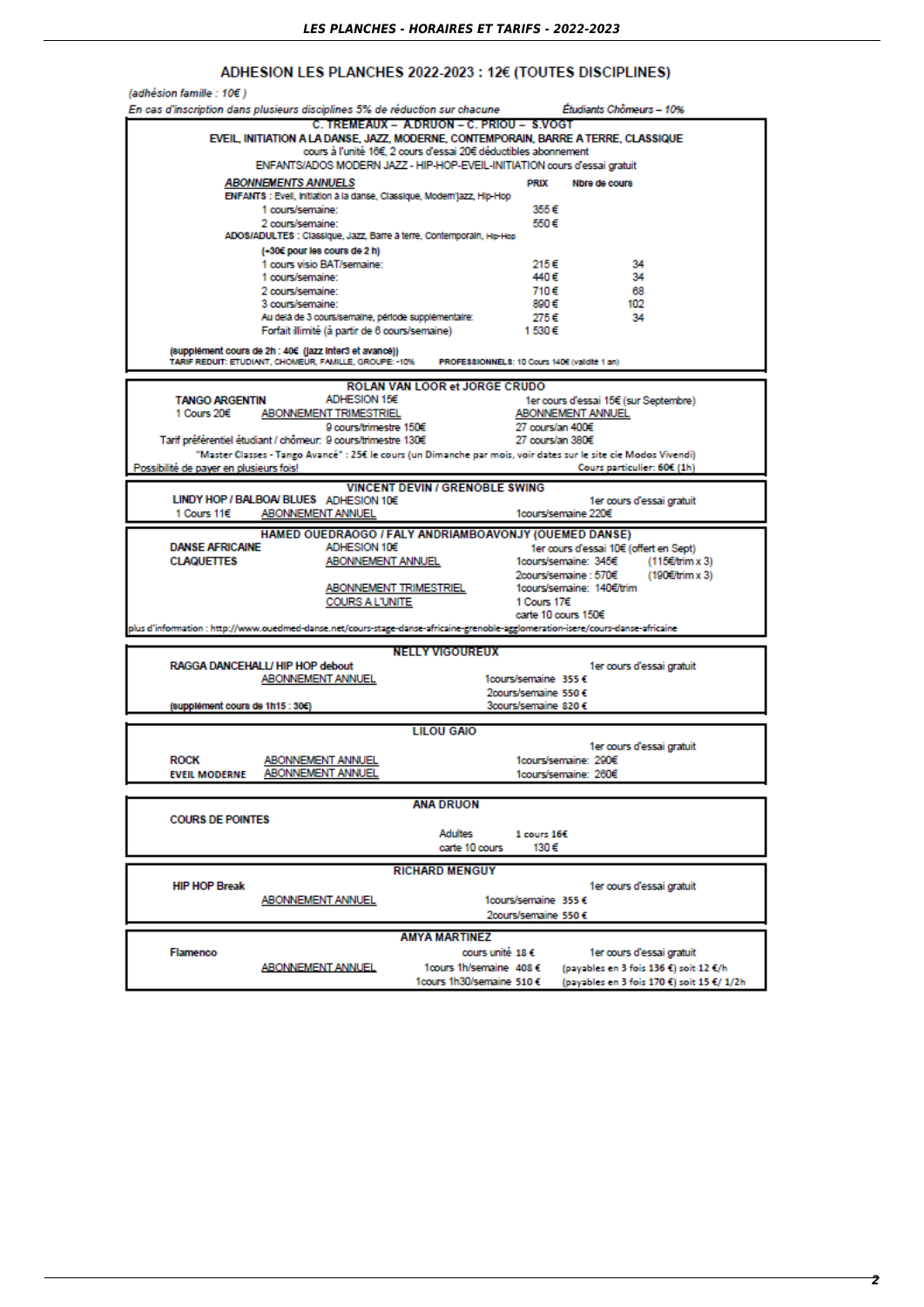## ADHESION LES PLANCHES 2022-2023 : 12€ (TOUTES DISCIPLINES)

*(adhésion famille : 10€ )*

*En cas d'inscription dans plusieurs disciplines 5% de réduction sur chacune* *Étudiants Chômeurs – 10%*

### C. TREMEAUX – A.DRUON – C. PRIOU – S.VOGT

**EVEIL, INITIATION A LA DANSE, JAZZ, MODERNE, CONTEMPORAIN, BARRE A TERRE, CLASSIQUE**

cours à l'unité 16€, 2 cours d'essai 20€ déductibles abonnement

ENFANTS/ADOS MODERN JAZZ - HIP-HOP-EVEIL-INITIATION cours d'essai gratuit

| ***ABONNEMENTS ANNUELS*** | **PRIX** | **Nbre de cours** |
|---|---|---|
| **ENFANTS** : Eveil, Initiation à la danse, Classique, Modern'Jazz, Hip-Hop | | |
| 1 cours/semaine: | 355 € | |
| 2 cours/semaine: | 550 € | |
| **ADOS/ADULTES** : Classique, Jazz, Barre à terre, Contemporain, Hip-Hop | | |
| **(+30€ pour les cours de 2 h)** | | |
| 1 cours visio BAT/semaine: | 215 € | 34 |
| 1 cours/semaine: | 440 € | 34 |
| 2 cours/semaine: | 710 € | 68 |
| 3 cours/semaine: | 890 € | 102 |
| Au delà de 3 cours/semaine, période supplémentaire: | 275 € | 34 |
| Forfait illimité (à partir de 6 cours/semaine) | 1 530 € | |

**(supplément cours de 2h : 40€ (jazz inter3 et avancé))**

**TARIF REDUIT: ETUDIANT, CHOMEUR, FAMILLE, GROUPE: -10%** **PROFESSIONNELS: 10 Cours 140€ (validité 1 an)**

### ROLAN VAN LOOR et JORGE CRUDO

**TANGO ARGENTIN** — ADHESION 15€ — 1er cours d'essai 15€ (sur Septembre)

1 Cours 20€

| ABONNEMENT TRIMESTRIEL | ABONNEMENT ANNUEL |
|---|---|
| 9 cours/trimestre 150€ | 27 cours/an 400€ |
| Tarif préférentiel étudiant / chômeur: 9 cours/trimestre 130€ | 27 cours/an 380€ |

"Master Classes - Tango Avancé" : 25€ le cours (un Dimanche par mois, voir dates sur le site cie Modos Vivendi)

Possibilité de payer en plusieurs fois!

**Cours particulier: 60€ (1h)**

### VINCENT DEVIN / GRENOBLE SWING

**LINDY HOP / BALBOA/ BLUES** — ADHESION 10€ — 1er cours d'essai gratuit

1 Cours 11€ — ABONNEMENT ANNUEL — 1cours/semaine 220€

### HAMED OUEDRAOGO / FALY ANDRIAMBOAVONJY (OUEMED DANSE)

**DANSE AFRICAINE**
**CLAQUETTES**

ADHESION 10€ — 1er cours d'essai 10€ (offert en Sept)

| | | |
|---|---|---|
| ABONNEMENT ANNUEL | 1cours/semaine: 345€ | (115€/trim x 3) |
| | 2cours/semaine : 570€ | (190€/trim x 3) |
| ABONNEMENT TRIMESTRIEL | 1cours/semaine: 140€/trim | |
| COURS A L'UNITE | 1 Cours 17€ | |
| | carte 10 cours 150€ | |

plus d'information : http://www.ouedmed-danse.net/cours-stage-danse-africaine-grenoble-agglomeration-isere/cours-danse-africaine

### NELLY VIGOUREUX

**RAGGA DANCEHALL/ HIP HOP debout** — 1er cours d'essai gratuit

ABONNEMENT ANNUEL
- 1cours/semaine 355 €
- 2cours/semaine 550 €
- 3cours/semaine 820 €

**(supplément cours de 1h15 : 30€)**

### LILOU GAIO

1er cours d'essai gratuit

| | | |
|---|---|---|
| **ROCK** | ABONNEMENT ANNUEL | 1cours/semaine: 290€ |
| **EVEIL MODERNE** | ABONNEMENT ANNUEL | 1cours/semaine: 260€ |

### ANA DRUON

**COURS DE POINTES**

Adultes — 1 cours 16€

carte 10 cours — 130 €

### RICHARD MENGUY

**HIP HOP Break** — 1er cours d'essai gratuit

ABONNEMENT ANNUEL
- 1cours/semaine 355 €
- 2cours/semaine 550 €

### AMYA MARTINEZ

**Flamenco** — cours unité 18 € — 1er cours d'essai gratuit

ABONNEMENT ANNUEL
- 1cours 1h/semaine 408 € (payables en 3 fois 136 €) soit 12 €/h
- 1cours 1h30/semaine 510 € (payables en 3 fois 170 €) soit 15 €/ 1/2h